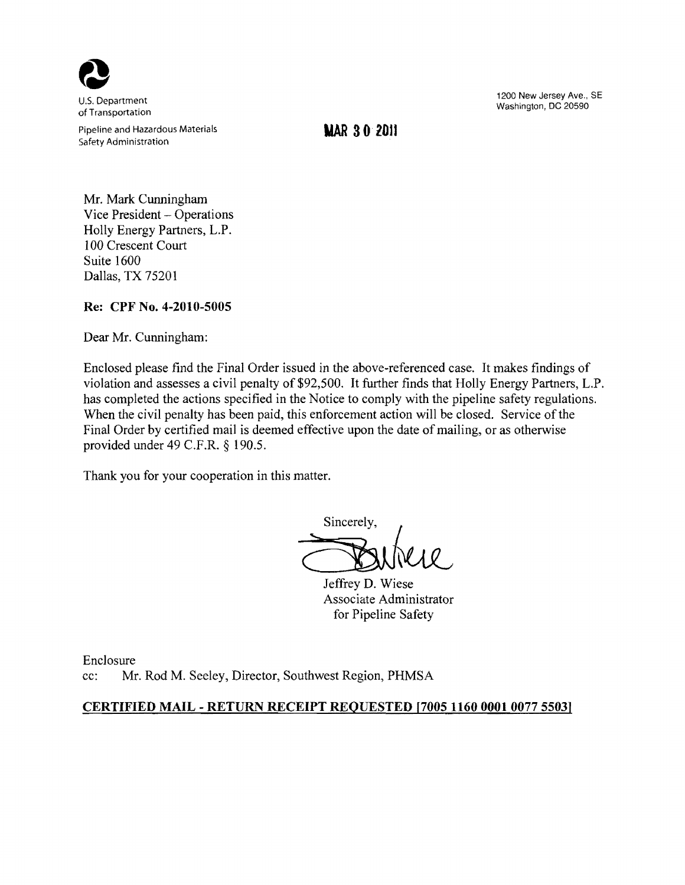U.S. Department of Transportation

Pipeline and Hazardous Materials Safety Administration

1200 New Jersey Ave., SE
Washington, DC 20590

MAR 30 2011

Mr. Mark Cunningham
Vice President – Operations
Holly Energy Partners, L.P.
100 Crescent Court
Suite 1600
Dallas, TX 75201

**Re: CPF No. 4-2010-5005**

Dear Mr. Cunningham:

Enclosed please find the Final Order issued in the above-referenced case. It makes findings of violation and assesses a civil penalty of $92,500. It further finds that Holly Energy Partners, L.P. has completed the actions specified in the Notice to comply with the pipeline safety regulations. When the civil penalty has been paid, this enforcement action will be closed. Service of the Final Order by certified mail is deemed effective upon the date of mailing, or as otherwise provided under 49 C.F.R. § 190.5.

Thank you for your cooperation in this matter.

Sincerely,

Jeffrey D. Wiese
Associate Administrator
for Pipeline Safety

Enclosure
cc: Mr. Rod M. Seeley, Director, Southwest Region, PHMSA

**CERTIFIED MAIL - RETURN RECEIPT REQUESTED [7005 1160 0001 0077 5503]**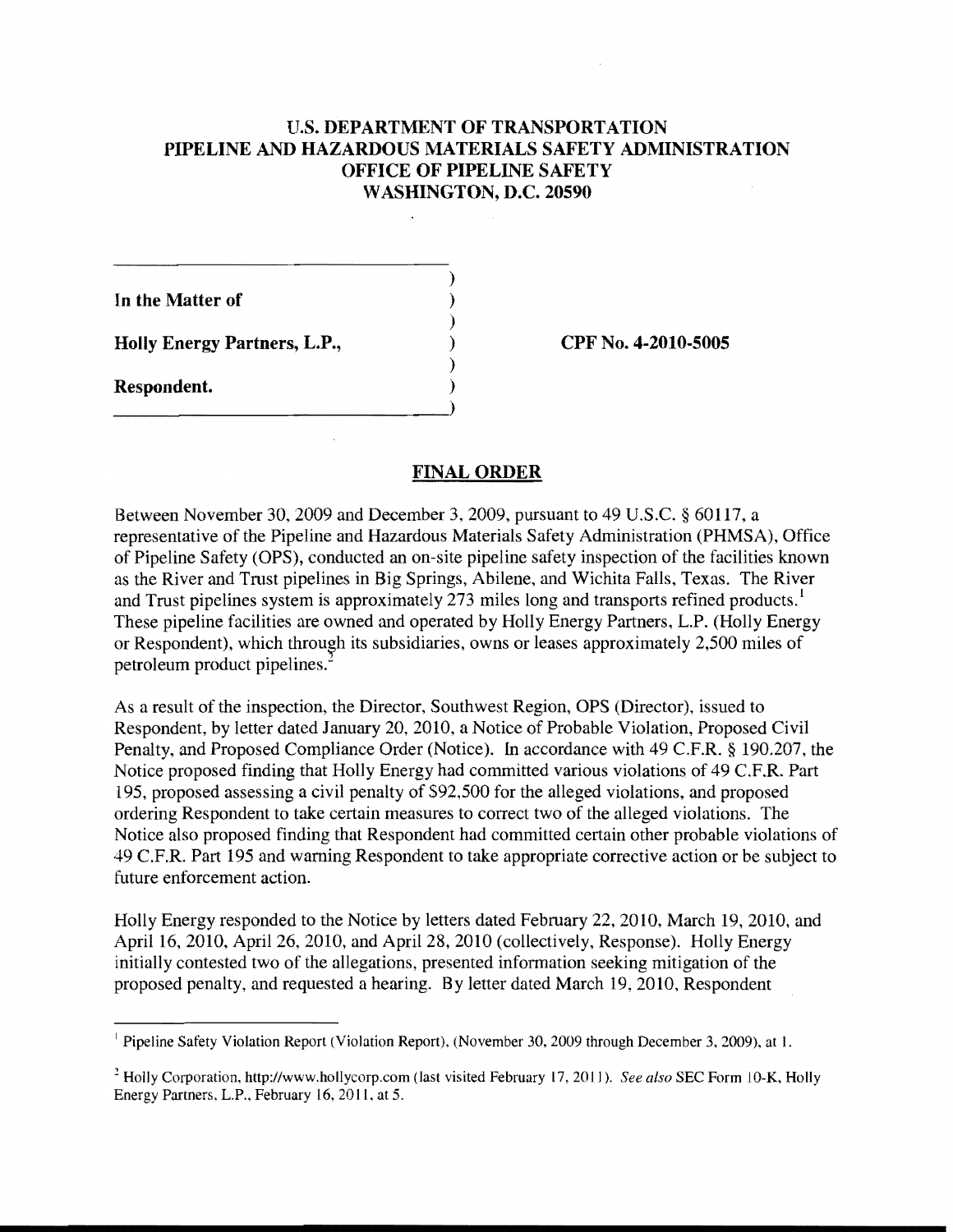**U.S. DEPARTMENT OF TRANSPORTATION**
**PIPELINE AND HAZARDOUS MATERIALS SAFETY ADMINISTRATION**
**OFFICE OF PIPELINE SAFETY**
**WASHINGTON, D.C. 20590**

| | | |
|---|---|---|
| **In the Matter of** | ) | |
| **Holly Energy Partners, L.P.,** | ) | **CPF No. 4-2010-5005** |
| **Respondent.** | ) | |

## FINAL ORDER

Between November 30, 2009 and December 3, 2009, pursuant to 49 U.S.C. § 60117, a representative of the Pipeline and Hazardous Materials Safety Administration (PHMSA), Office of Pipeline Safety (OPS), conducted an on-site pipeline safety inspection of the facilities known as the River and Trust pipelines in Big Springs, Abilene, and Wichita Falls, Texas. The River and Trust pipelines system is approximately 273 miles long and transports refined products.[1] These pipeline facilities are owned and operated by Holly Energy Partners, L.P. (Holly Energy or Respondent), which through its subsidiaries, owns or leases approximately 2,500 miles of petroleum product pipelines.[2]

As a result of the inspection, the Director, Southwest Region, OPS (Director), issued to Respondent, by letter dated January 20, 2010, a Notice of Probable Violation, Proposed Civil Penalty, and Proposed Compliance Order (Notice). In accordance with 49 C.F.R. § 190.207, the Notice proposed finding that Holly Energy had committed various violations of 49 C.F.R. Part 195, proposed assessing a civil penalty of $92,500 for the alleged violations, and proposed ordering Respondent to take certain measures to correct two of the alleged violations. The Notice also proposed finding that Respondent had committed certain other probable violations of 49 C.F.R. Part 195 and warning Respondent to take appropriate corrective action or be subject to future enforcement action.

Holly Energy responded to the Notice by letters dated February 22, 2010, March 19, 2010, and April 16, 2010, April 26, 2010, and April 28, 2010 (collectively, Response). Holly Energy initially contested two of the allegations, presented information seeking mitigation of the proposed penalty, and requested a hearing. By letter dated March 19, 2010, Respondent

---

[1] Pipeline Safety Violation Report (Violation Report), (November 30, 2009 through December 3, 2009), at 1.

[2] Holly Corporation, http://www.hollycorp.com (last visited February 17, 2011). *See also* SEC Form 10-K, Holly Energy Partners, L.P., February 16, 2011, at 5.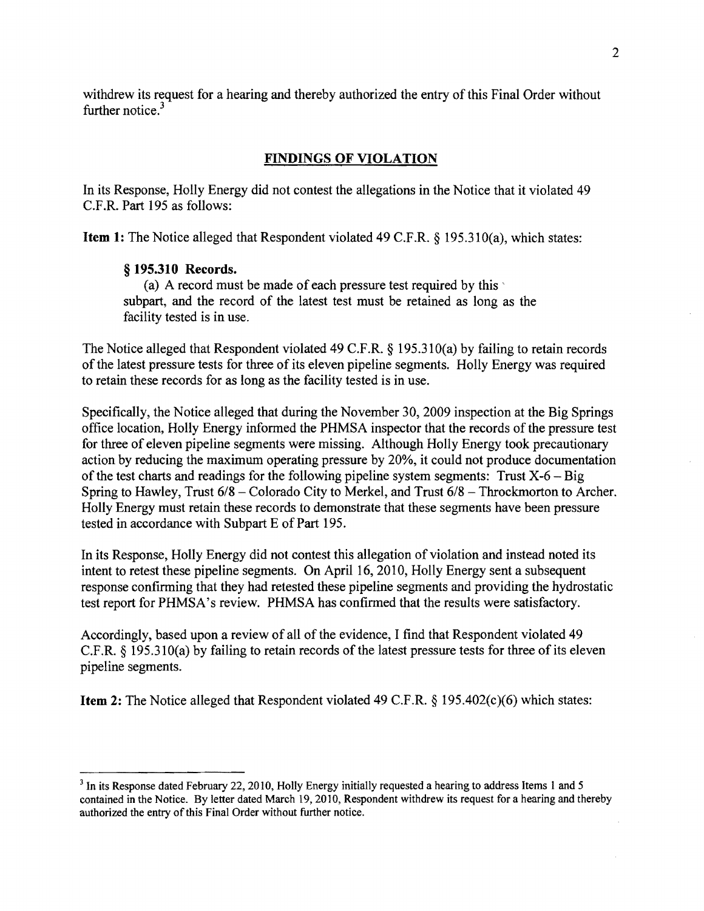withdrew its request for a hearing and thereby authorized the entry of this Final Order without further notice.[3]

## FINDINGS OF VIOLATION

In its Response, Holly Energy did not contest the allegations in the Notice that it violated 49 C.F.R. Part 195 as follows:

**Item 1:** The Notice alleged that Respondent violated 49 C.F.R. § 195.310(a), which states:

> **§ 195.310 Records.**
>
> (a) A record must be made of each pressure test required by this subpart, and the record of the latest test must be retained as long as the facility tested is in use.

The Notice alleged that Respondent violated 49 C.F.R. § 195.310(a) by failing to retain records of the latest pressure tests for three of its eleven pipeline segments. Holly Energy was required to retain these records for as long as the facility tested is in use.

Specifically, the Notice alleged that during the November 30, 2009 inspection at the Big Springs office location, Holly Energy informed the PHMSA inspector that the records of the pressure test for three of eleven pipeline segments were missing. Although Holly Energy took precautionary action by reducing the maximum operating pressure by 20%, it could not produce documentation of the test charts and readings for the following pipeline system segments: Trust X-6 – Big Spring to Hawley, Trust 6/8 – Colorado City to Merkel, and Trust 6/8 – Throckmorton to Archer. Holly Energy must retain these records to demonstrate that these segments have been pressure tested in accordance with Subpart E of Part 195.

In its Response, Holly Energy did not contest this allegation of violation and instead noted its intent to retest these pipeline segments. On April 16, 2010, Holly Energy sent a subsequent response confirming that they had retested these pipeline segments and providing the hydrostatic test report for PHMSA's review. PHMSA has confirmed that the results were satisfactory.

Accordingly, based upon a review of all of the evidence, I find that Respondent violated 49 C.F.R. § 195.310(a) by failing to retain records of the latest pressure tests for three of its eleven pipeline segments.

**Item 2:** The Notice alleged that Respondent violated 49 C.F.R. § 195.402(c)(6) which states:

---

[3] In its Response dated February 22, 2010, Holly Energy initially requested a hearing to address Items 1 and 5 contained in the Notice. By letter dated March 19, 2010, Respondent withdrew its request for a hearing and thereby authorized the entry of this Final Order without further notice.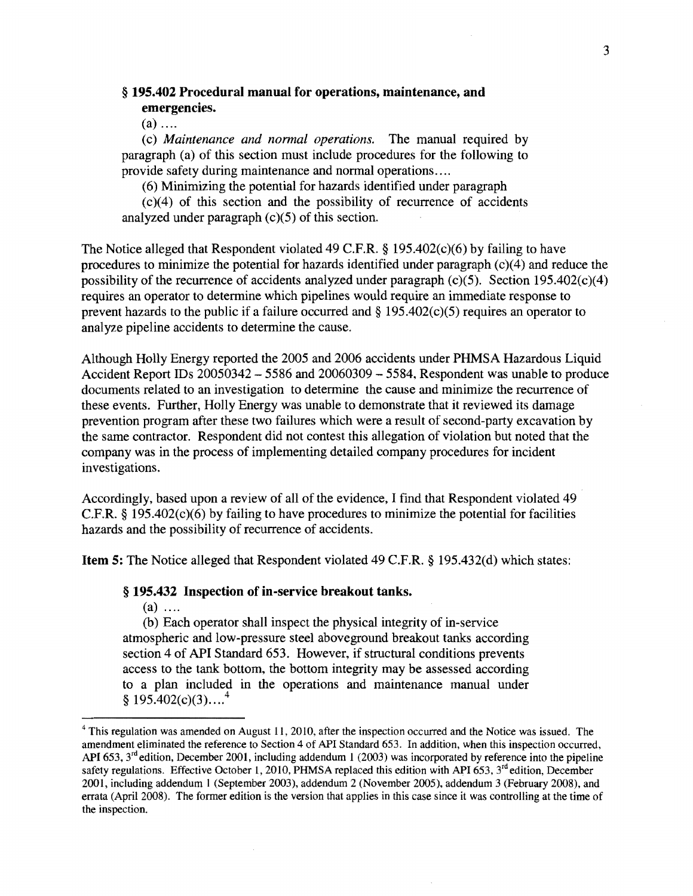**§ 195.402 Procedural manual for operations, maintenance, and emergencies.**

(a) ....

(c) *Maintenance and normal operations.* The manual required by paragraph (a) of this section must include procedures for the following to provide safety during maintenance and normal operations....

(6) Minimizing the potential for hazards identified under paragraph (c)(4) of this section and the possibility of recurrence of accidents analyzed under paragraph (c)(5) of this section.

The Notice alleged that Respondent violated 49 C.F.R. § 195.402(c)(6) by failing to have procedures to minimize the potential for hazards identified under paragraph (c)(4) and reduce the possibility of the recurrence of accidents analyzed under paragraph (c)(5). Section 195.402(c)(4) requires an operator to determine which pipelines would require an immediate response to prevent hazards to the public if a failure occurred and § 195.402(c)(5) requires an operator to analyze pipeline accidents to determine the cause.

Although Holly Energy reported the 2005 and 2006 accidents under PHMSA Hazardous Liquid Accident Report IDs 20050342 – 5586 and 20060309 – 5584, Respondent was unable to produce documents related to an investigation to determine the cause and minimize the recurrence of these events. Further, Holly Energy was unable to demonstrate that it reviewed its damage prevention program after these two failures which were a result of second-party excavation by the same contractor. Respondent did not contest this allegation of violation but noted that the company was in the process of implementing detailed company procedures for incident investigations.

Accordingly, based upon a review of all of the evidence, I find that Respondent violated 49 C.F.R. § 195.402(c)(6) by failing to have procedures to minimize the potential for facilities hazards and the possibility of recurrence of accidents.

**Item 5:** The Notice alleged that Respondent violated 49 C.F.R. § 195.432(d) which states:

**§ 195.432 Inspection of in-service breakout tanks.**

(a) ....

(b) Each operator shall inspect the physical integrity of in-service atmospheric and low-pressure steel aboveground breakout tanks according section 4 of API Standard 653. However, if structural conditions prevents access to the tank bottom, the bottom integrity may be assessed according to a plan included in the operations and maintenance manual under § 195.402(c)(3)....[4]

---

[4] This regulation was amended on August 11, 2010, after the inspection occurred and the Notice was issued. The amendment eliminated the reference to Section 4 of API Standard 653. In addition, when this inspection occurred, API 653, 3rd edition, December 2001, including addendum 1 (2003) was incorporated by reference into the pipeline safety regulations. Effective October 1, 2010, PHMSA replaced this edition with API 653, 3rd edition, December 2001, including addendum 1 (September 2003), addendum 2 (November 2005), addendum 3 (February 2008), and errata (April 2008). The former edition is the version that applies in this case since it was controlling at the time of the inspection.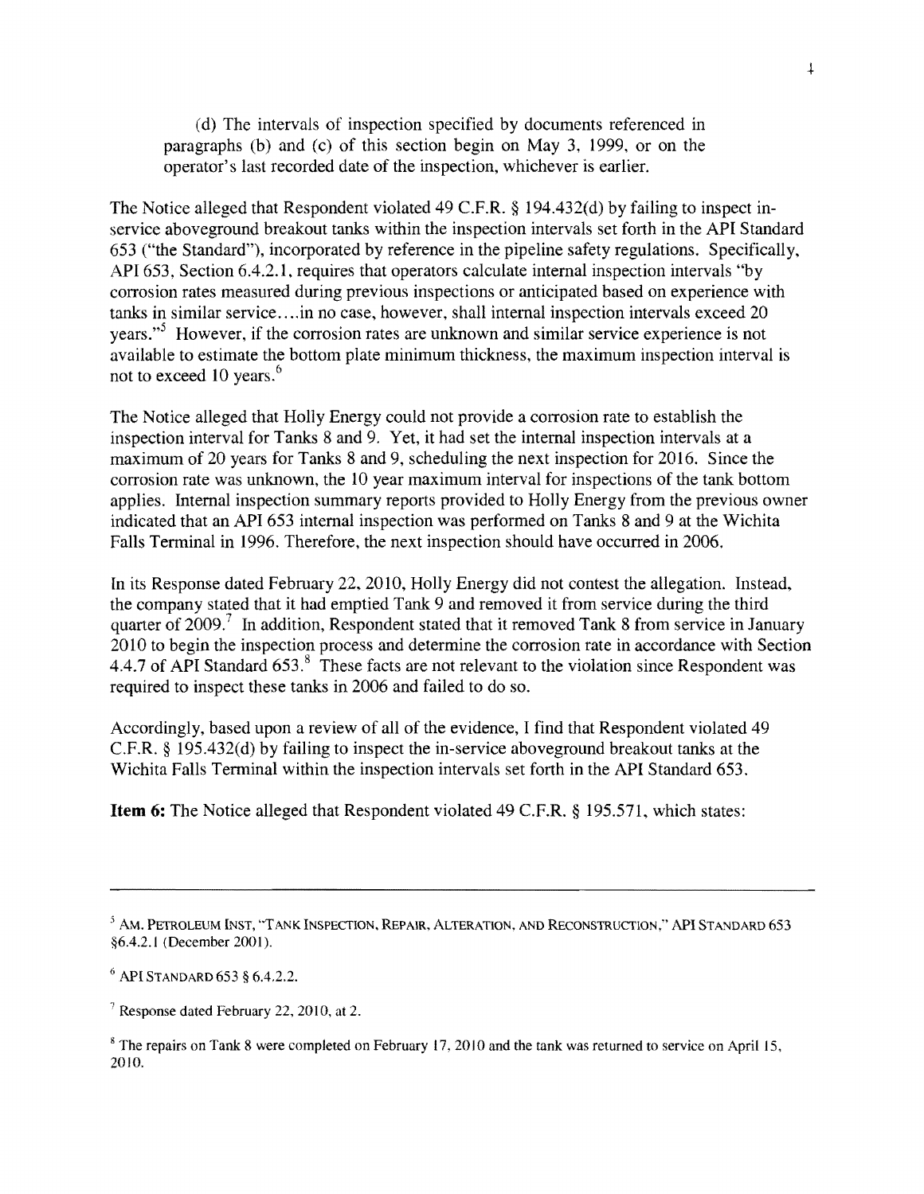(d) The intervals of inspection specified by documents referenced in paragraphs (b) and (c) of this section begin on May 3, 1999, or on the operator's last recorded date of the inspection, whichever is earlier.

The Notice alleged that Respondent violated 49 C.F.R. § 194.432(d) by failing to inspect in-service aboveground breakout tanks within the inspection intervals set forth in the API Standard 653 ("the Standard"), incorporated by reference in the pipeline safety regulations. Specifically, API 653, Section 6.4.2.1, requires that operators calculate internal inspection intervals "by corrosion rates measured during previous inspections or anticipated based on experience with tanks in similar service....in no case, however, shall internal inspection intervals exceed 20 years."[5] However, if the corrosion rates are unknown and similar service experience is not available to estimate the bottom plate minimum thickness, the maximum inspection interval is not to exceed 10 years.[6]

The Notice alleged that Holly Energy could not provide a corrosion rate to establish the inspection interval for Tanks 8 and 9. Yet, it had set the internal inspection intervals at a maximum of 20 years for Tanks 8 and 9, scheduling the next inspection for 2016. Since the corrosion rate was unknown, the 10 year maximum interval for inspections of the tank bottom applies. Internal inspection summary reports provided to Holly Energy from the previous owner indicated that an API 653 internal inspection was performed on Tanks 8 and 9 at the Wichita Falls Terminal in 1996. Therefore, the next inspection should have occurred in 2006.

In its Response dated February 22, 2010, Holly Energy did not contest the allegation. Instead, the company stated that it had emptied Tank 9 and removed it from service during the third quarter of 2009.[7] In addition, Respondent stated that it removed Tank 8 from service in January 2010 to begin the inspection process and determine the corrosion rate in accordance with Section 4.4.7 of API Standard 653.[8] These facts are not relevant to the violation since Respondent was required to inspect these tanks in 2006 and failed to do so.

Accordingly, based upon a review of all of the evidence, I find that Respondent violated 49 C.F.R. § 195.432(d) by failing to inspect the in-service aboveground breakout tanks at the Wichita Falls Terminal within the inspection intervals set forth in the API Standard 653.

**Item 6:** The Notice alleged that Respondent violated 49 C.F.R. § 195.571, which states:

---

[5] AM. PETROLEUM INST, "TANK INSPECTION, REPAIR, ALTERATION, AND RECONSTRUCTION," API STANDARD 653 §6.4.2.1 (December 2001).

[6] API STANDARD 653 § 6.4.2.2.

[7] Response dated February 22, 2010, at 2.

[8] The repairs on Tank 8 were completed on February 17, 2010 and the tank was returned to service on April 15, 2010.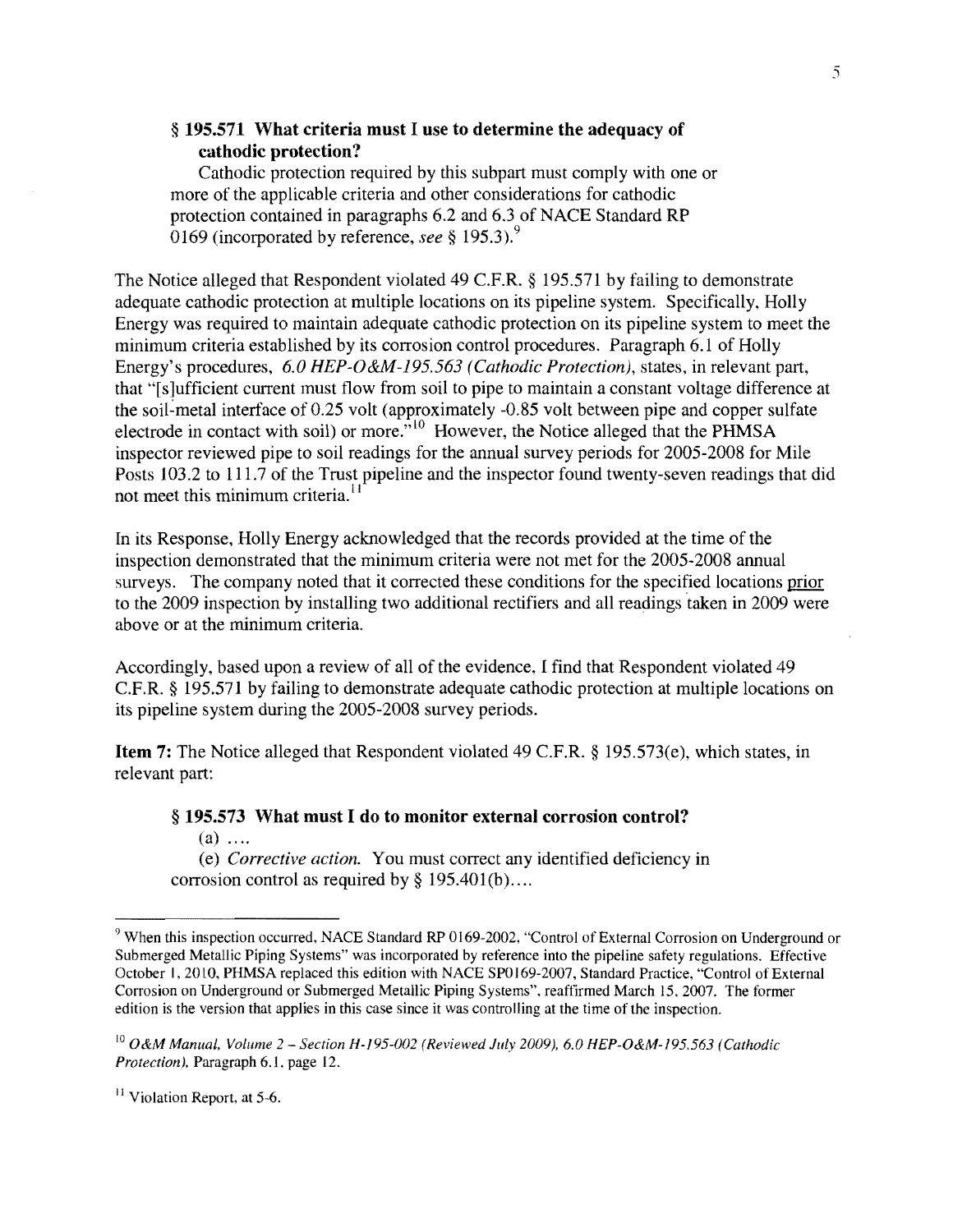> **§ 195.571 What criteria must I use to determine the adequacy of cathodic protection?**
>
> Cathodic protection required by this subpart must comply with one or more of the applicable criteria and other considerations for cathodic protection contained in paragraphs 6.2 and 6.3 of NACE Standard RP 0169 (incorporated by reference, *see* § 195.3).[9]

The Notice alleged that Respondent violated 49 C.F.R. § 195.571 by failing to demonstrate adequate cathodic protection at multiple locations on its pipeline system. Specifically, Holly Energy was required to maintain adequate cathodic protection on its pipeline system to meet the minimum criteria established by its corrosion control procedures. Paragraph 6.1 of Holly Energy's procedures, *6.0 HEP-O&M-195.563 (Cathodic Protection)*, states, in relevant part, that "[s]ufficient current must flow from soil to pipe to maintain a constant voltage difference at the soil-metal interface of 0.25 volt (approximately -0.85 volt between pipe and copper sulfate electrode in contact with soil) or more."[10] However, the Notice alleged that the PHMSA inspector reviewed pipe to soil readings for the annual survey periods for 2005-2008 for Mile Posts 103.2 to 111.7 of the Trust pipeline and the inspector found twenty-seven readings that did not meet this minimum criteria.[11]

In its Response, Holly Energy acknowledged that the records provided at the time of the inspection demonstrated that the minimum criteria were not met for the 2005-2008 annual surveys. The company noted that it corrected these conditions for the specified locations <u>prior</u> to the 2009 inspection by installing two additional rectifiers and all readings taken in 2009 were above or at the minimum criteria.

Accordingly, based upon a review of all of the evidence, I find that Respondent violated 49 C.F.R. § 195.571 by failing to demonstrate adequate cathodic protection at multiple locations on its pipeline system during the 2005-2008 survey periods.

**Item 7:** The Notice alleged that Respondent violated 49 C.F.R. § 195.573(e), which states, in relevant part:

> **§ 195.573 What must I do to monitor external corrosion control?**
>
> (a) ....
>
> (e) *Corrective action.* You must correct any identified deficiency in corrosion control as required by § 195.401(b)....

---

[9] When this inspection occurred, NACE Standard RP 0169-2002, "Control of External Corrosion on Underground or Submerged Metallic Piping Systems" was incorporated by reference into the pipeline safety regulations. Effective October 1, 2010, PHMSA replaced this edition with NACE SP0169-2007, Standard Practice, "Control of External Corrosion on Underground or Submerged Metallic Piping Systems", reaffirmed March 15, 2007. The former edition is the version that applies in this case since it was controlling at the time of the inspection.

[10] *O&M Manual, Volume 2 – Section H-195-002 (Reviewed July 2009), 6.0 HEP-O&M-195.563 (Cathodic Protection)*, Paragraph 6.1, page 12.

[11] Violation Report, at 5-6.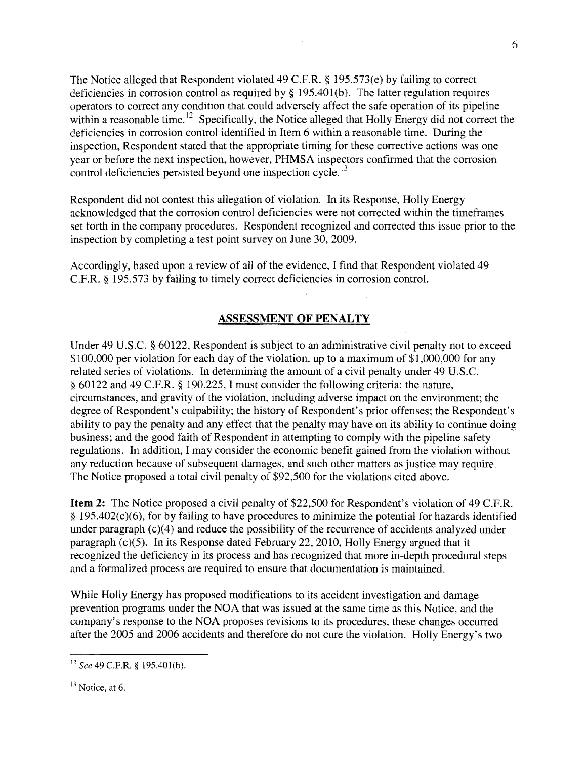The Notice alleged that Respondent violated 49 C.F.R. § 195.573(e) by failing to correct deficiencies in corrosion control as required by § 195.401(b). The latter regulation requires operators to correct any condition that could adversely affect the safe operation of its pipeline within a reasonable time.[12] Specifically, the Notice alleged that Holly Energy did not correct the deficiencies in corrosion control identified in Item 6 within a reasonable time. During the inspection, Respondent stated that the appropriate timing for these corrective actions was one year or before the next inspection, however, PHMSA inspectors confirmed that the corrosion control deficiencies persisted beyond one inspection cycle.[13]

Respondent did not contest this allegation of violation. In its Response, Holly Energy acknowledged that the corrosion control deficiencies were not corrected within the timeframes set forth in the company procedures. Respondent recognized and corrected this issue prior to the inspection by completing a test point survey on June 30, 2009.

Accordingly, based upon a review of all of the evidence, I find that Respondent violated 49 C.F.R. § 195.573 by failing to timely correct deficiencies in corrosion control.

## ASSESSMENT OF PENALTY

Under 49 U.S.C. § 60122, Respondent is subject to an administrative civil penalty not to exceed $100,000 per violation for each day of the violation, up to a maximum of $1,000,000 for any related series of violations. In determining the amount of a civil penalty under 49 U.S.C. § 60122 and 49 C.F.R. § 190.225, I must consider the following criteria: the nature, circumstances, and gravity of the violation, including adverse impact on the environment; the degree of Respondent's culpability; the history of Respondent's prior offenses; the Respondent's ability to pay the penalty and any effect that the penalty may have on its ability to continue doing business; and the good faith of Respondent in attempting to comply with the pipeline safety regulations. In addition, I may consider the economic benefit gained from the violation without any reduction because of subsequent damages, and such other matters as justice may require. The Notice proposed a total civil penalty of $92,500 for the violations cited above.

**Item 2:** The Notice proposed a civil penalty of $22,500 for Respondent's violation of 49 C.F.R. § 195.402(c)(6), for by failing to have procedures to minimize the potential for hazards identified under paragraph (c)(4) and reduce the possibility of the recurrence of accidents analyzed under paragraph (c)(5). In its Response dated February 22, 2010, Holly Energy argued that it recognized the deficiency in its process and has recognized that more in-depth procedural steps and a formalized process are required to ensure that documentation is maintained.

While Holly Energy has proposed modifications to its accident investigation and damage prevention programs under the NOA that was issued at the same time as this Notice, and the company's response to the NOA proposes revisions to its procedures, these changes occurred after the 2005 and 2006 accidents and therefore do not cure the violation. Holly Energy's two

---

[12] *See* 49 C.F.R. § 195.401(b).

[13] Notice, at 6.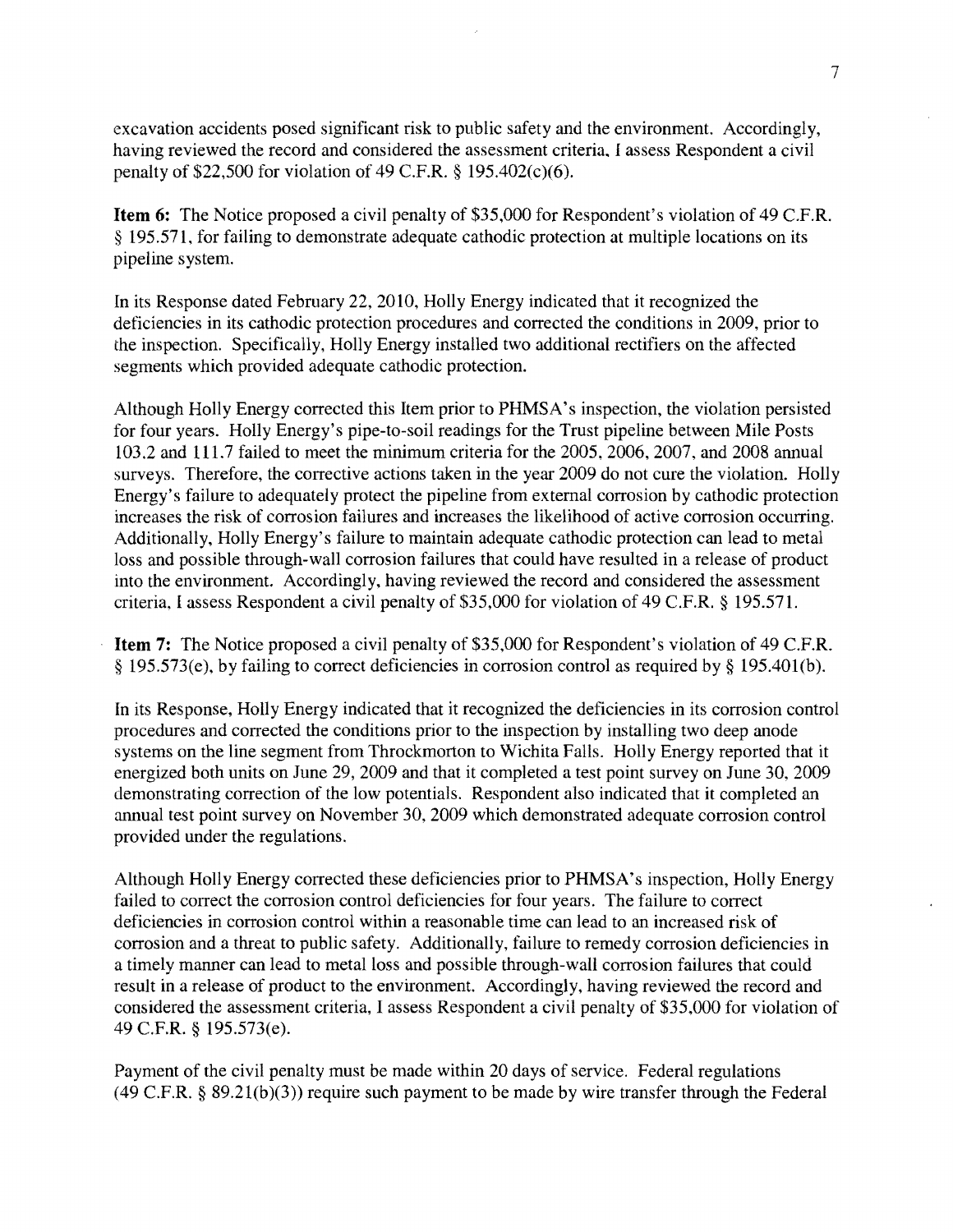excavation accidents posed significant risk to public safety and the environment. Accordingly, having reviewed the record and considered the assessment criteria, I assess Respondent a civil penalty of $22,500 for violation of 49 C.F.R. § 195.402(c)(6).

**Item 6:** The Notice proposed a civil penalty of $35,000 for Respondent's violation of 49 C.F.R. § 195.571, for failing to demonstrate adequate cathodic protection at multiple locations on its pipeline system.

In its Response dated February 22, 2010, Holly Energy indicated that it recognized the deficiencies in its cathodic protection procedures and corrected the conditions in 2009, prior to the inspection. Specifically, Holly Energy installed two additional rectifiers on the affected segments which provided adequate cathodic protection.

Although Holly Energy corrected this Item prior to PHMSA's inspection, the violation persisted for four years. Holly Energy's pipe-to-soil readings for the Trust pipeline between Mile Posts 103.2 and 111.7 failed to meet the minimum criteria for the 2005, 2006, 2007, and 2008 annual surveys. Therefore, the corrective actions taken in the year 2009 do not cure the violation. Holly Energy's failure to adequately protect the pipeline from external corrosion by cathodic protection increases the risk of corrosion failures and increases the likelihood of active corrosion occurring. Additionally, Holly Energy's failure to maintain adequate cathodic protection can lead to metal loss and possible through-wall corrosion failures that could have resulted in a release of product into the environment. Accordingly, having reviewed the record and considered the assessment criteria, I assess Respondent a civil penalty of $35,000 for violation of 49 C.F.R. § 195.571.

**Item 7:** The Notice proposed a civil penalty of $35,000 for Respondent's violation of 49 C.F.R. § 195.573(e), by failing to correct deficiencies in corrosion control as required by § 195.401(b).

In its Response, Holly Energy indicated that it recognized the deficiencies in its corrosion control procedures and corrected the conditions prior to the inspection by installing two deep anode systems on the line segment from Throckmorton to Wichita Falls. Holly Energy reported that it energized both units on June 29, 2009 and that it completed a test point survey on June 30, 2009 demonstrating correction of the low potentials. Respondent also indicated that it completed an annual test point survey on November 30, 2009 which demonstrated adequate corrosion control provided under the regulations.

Although Holly Energy corrected these deficiencies prior to PHMSA's inspection, Holly Energy failed to correct the corrosion control deficiencies for four years. The failure to correct deficiencies in corrosion control within a reasonable time can lead to an increased risk of corrosion and a threat to public safety. Additionally, failure to remedy corrosion deficiencies in a timely manner can lead to metal loss and possible through-wall corrosion failures that could result in a release of product to the environment. Accordingly, having reviewed the record and considered the assessment criteria, I assess Respondent a civil penalty of $35,000 for violation of 49 C.F.R. § 195.573(e).

Payment of the civil penalty must be made within 20 days of service. Federal regulations (49 C.F.R. § 89.21(b)(3)) require such payment to be made by wire transfer through the Federal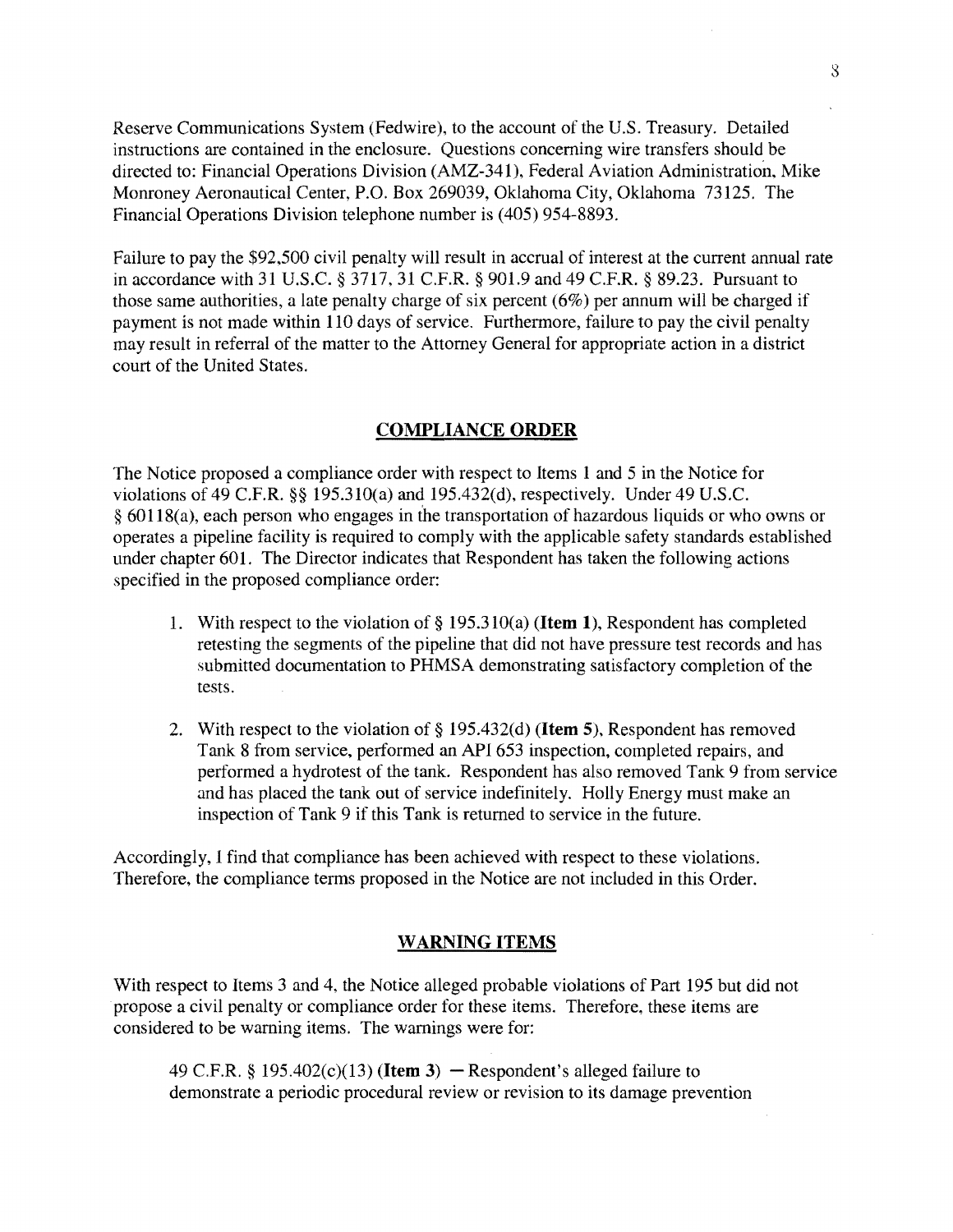Reserve Communications System (Fedwire), to the account of the U.S. Treasury. Detailed instructions are contained in the enclosure. Questions concerning wire transfers should be directed to: Financial Operations Division (AMZ-341), Federal Aviation Administration, Mike Monroney Aeronautical Center, P.O. Box 269039, Oklahoma City, Oklahoma 73125. The Financial Operations Division telephone number is (405) 954-8893.

Failure to pay the $92,500 civil penalty will result in accrual of interest at the current annual rate in accordance with 31 U.S.C. § 3717, 31 C.F.R. § 901.9 and 49 C.F.R. § 89.23. Pursuant to those same authorities, a late penalty charge of six percent (6%) per annum will be charged if payment is not made within 110 days of service. Furthermore, failure to pay the civil penalty may result in referral of the matter to the Attorney General for appropriate action in a district court of the United States.

## COMPLIANCE ORDER

The Notice proposed a compliance order with respect to Items 1 and 5 in the Notice for violations of 49 C.F.R. §§ 195.310(a) and 195.432(d), respectively. Under 49 U.S.C. § 60118(a), each person who engages in the transportation of hazardous liquids or who owns or operates a pipeline facility is required to comply with the applicable safety standards established under chapter 601. The Director indicates that Respondent has taken the following actions specified in the proposed compliance order:

1. With respect to the violation of § 195.310(a) **(Item 1)**, Respondent has completed retesting the segments of the pipeline that did not have pressure test records and has submitted documentation to PHMSA demonstrating satisfactory completion of the tests.

2. With respect to the violation of § 195.432(d) **(Item 5)**, Respondent has removed Tank 8 from service, performed an API 653 inspection, completed repairs, and performed a hydrotest of the tank. Respondent has also removed Tank 9 from service and has placed the tank out of service indefinitely. Holly Energy must make an inspection of Tank 9 if this Tank is returned to service in the future.

Accordingly, I find that compliance has been achieved with respect to these violations. Therefore, the compliance terms proposed in the Notice are not included in this Order.

## WARNING ITEMS

With respect to Items 3 and 4, the Notice alleged probable violations of Part 195 but did not propose a civil penalty or compliance order for these items. Therefore, these items are considered to be warning items. The warnings were for:

49 C.F.R. § 195.402(c)(13) **(Item 3)** — Respondent's alleged failure to demonstrate a periodic procedural review or revision to its damage prevention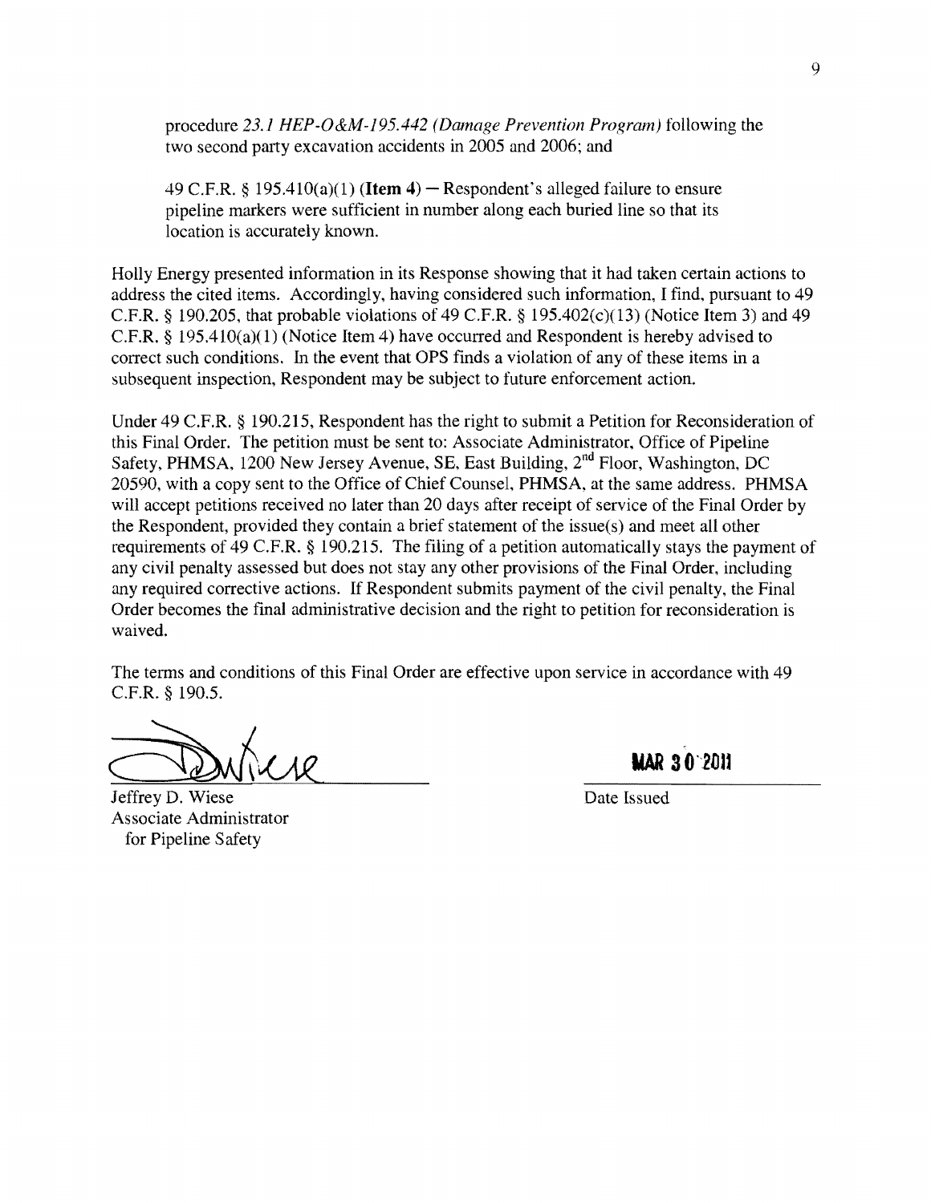procedure *23.1 HEP-O&M-195.442 (Damage Prevention Program)* following the two second party excavation accidents in 2005 and 2006; and

49 C.F.R. § 195.410(a)(1) (**Item 4**) — Respondent's alleged failure to ensure pipeline markers were sufficient in number along each buried line so that its location is accurately known.

Holly Energy presented information in its Response showing that it had taken certain actions to address the cited items. Accordingly, having considered such information, I find, pursuant to 49 C.F.R. § 190.205, that probable violations of 49 C.F.R. § 195.402(c)(13) (Notice Item 3) and 49 C.F.R. § 195.410(a)(1) (Notice Item 4) have occurred and Respondent is hereby advised to correct such conditions. In the event that OPS finds a violation of any of these items in a subsequent inspection, Respondent may be subject to future enforcement action.

Under 49 C.F.R. § 190.215, Respondent has the right to submit a Petition for Reconsideration of this Final Order. The petition must be sent to: Associate Administrator, Office of Pipeline Safety, PHMSA, 1200 New Jersey Avenue, SE, East Building, 2nd Floor, Washington, DC 20590, with a copy sent to the Office of Chief Counsel, PHMSA, at the same address. PHMSA will accept petitions received no later than 20 days after receipt of service of the Final Order by the Respondent, provided they contain a brief statement of the issue(s) and meet all other requirements of 49 C.F.R. § 190.215. The filing of a petition automatically stays the payment of any civil penalty assessed but does not stay any other provisions of the Final Order, including any required corrective actions. If Respondent submits payment of the civil penalty, the Final Order becomes the final administrative decision and the right to petition for reconsideration is waived.

The terms and conditions of this Final Order are effective upon service in accordance with 49 C.F.R. § 190.5.

Jeffrey D. Wiese
Associate Administrator
for Pipeline Safety

MAR 30 2011

Date Issued